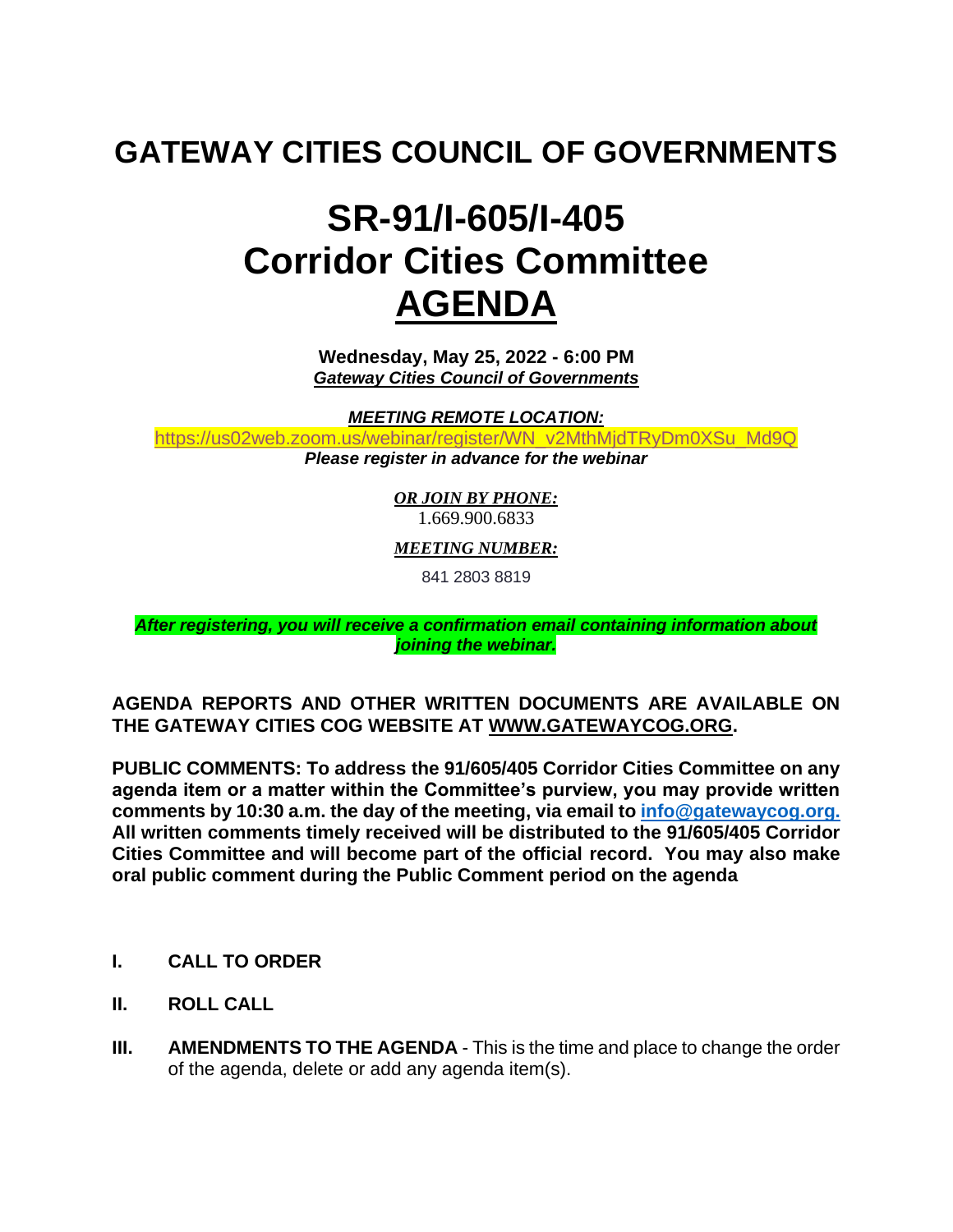# GATEWAY CITIES COUNCIL OF GOVERNMENTS

# SR-91/I-605/I-405 Corridor Cities Committee AGENDA

**Wednesday, May 25, 2022 - 6:00 PM**
***Gateway Cities Council of Governments***

***MEETING REMOTE LOCATION:***
https://us02web.zoom.us/webinar/register/WN_v2MthMjdTRyDm0XSu_Md9Q
***Please register in advance for the webinar***

***OR JOIN BY PHONE:***
1.669.900.6833

***MEETING NUMBER:***
841 2803 8819

***After registering, you will receive a confirmation email containing information about joining the webinar.***

**AGENDA REPORTS AND OTHER WRITTEN DOCUMENTS ARE AVAILABLE ON THE GATEWAY CITIES COG WEBSITE AT WWW.GATEWAYCOG.ORG.**

**PUBLIC COMMENTS: To address the 91/605/405 Corridor Cities Committee on any agenda item or a matter within the Committee's purview, you may provide written comments by 10:30 a.m. the day of the meeting, via email to info@gatewaycog.org. All written comments timely received will be distributed to the 91/605/405 Corridor Cities Committee and will become part of the official record. You may also make oral public comment during the Public Comment period on the agenda**

**I. CALL TO ORDER**

**II. ROLL CALL**

**III. AMENDMENTS TO THE AGENDA** - This is the time and place to change the order of the agenda, delete or add any agenda item(s).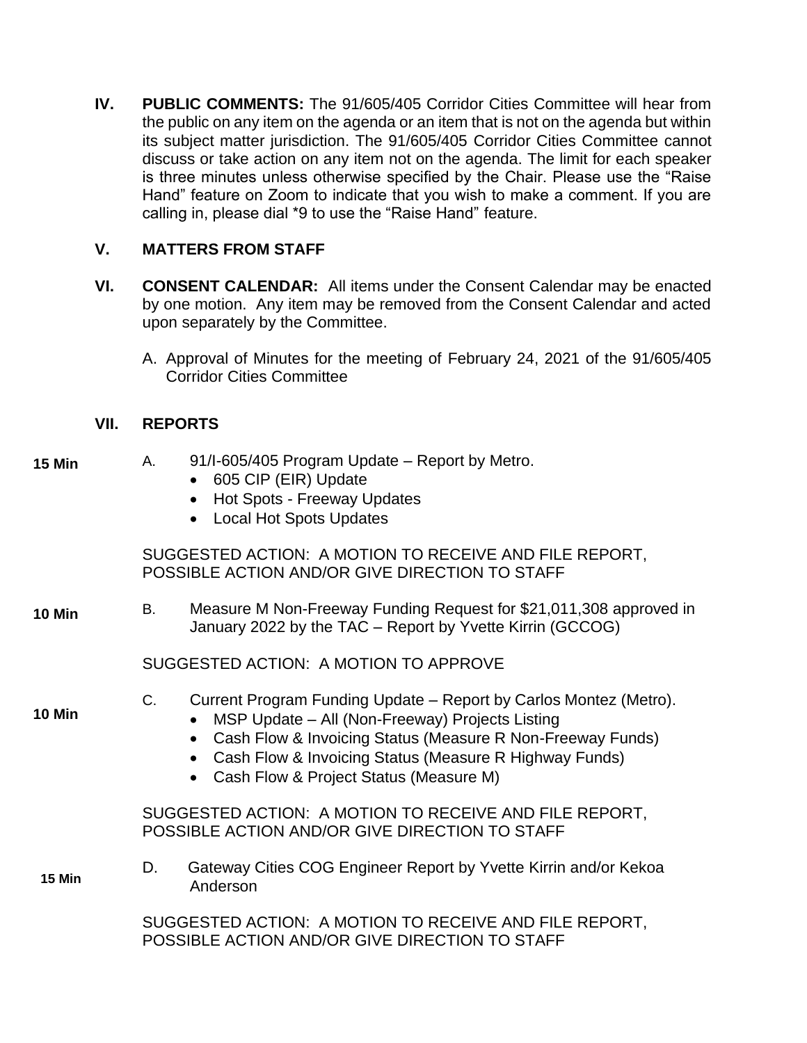**IV. PUBLIC COMMENTS:** The 91/605/405 Corridor Cities Committee will hear from the public on any item on the agenda or an item that is not on the agenda but within its subject matter jurisdiction. The 91/605/405 Corridor Cities Committee cannot discuss or take action on any item not on the agenda. The limit for each speaker is three minutes unless otherwise specified by the Chair. Please use the "Raise Hand" feature on Zoom to indicate that you wish to make a comment. If you are calling in, please dial *9 to use the "Raise Hand" feature.

**V. MATTERS FROM STAFF**

**VI. CONSENT CALENDAR:** All items under the Consent Calendar may be enacted by one motion. Any item may be removed from the Consent Calendar and acted upon separately by the Committee.

A. Approval of Minutes for the meeting of February 24, 2021 of the 91/605/405 Corridor Cities Committee

**VII. REPORTS**

**15 Min**

A. 91/I-605/405 Program Update – Report by Metro.
- 605 CIP (EIR) Update
- Hot Spots - Freeway Updates
- Local Hot Spots Updates

SUGGESTED ACTION: A MOTION TO RECEIVE AND FILE REPORT, POSSIBLE ACTION AND/OR GIVE DIRECTION TO STAFF

**10 Min**

B. Measure M Non-Freeway Funding Request for $21,011,308 approved in January 2022 by the TAC – Report by Yvette Kirrin (GCCOG)

SUGGESTED ACTION: A MOTION TO APPROVE

**10 Min**

C. Current Program Funding Update – Report by Carlos Montez (Metro).
- MSP Update – All (Non-Freeway) Projects Listing
- Cash Flow & Invoicing Status (Measure R Non-Freeway Funds)
- Cash Flow & Invoicing Status (Measure R Highway Funds)
- Cash Flow & Project Status (Measure M)

SUGGESTED ACTION: A MOTION TO RECEIVE AND FILE REPORT, POSSIBLE ACTION AND/OR GIVE DIRECTION TO STAFF

**15 Min**

D. Gateway Cities COG Engineer Report by Yvette Kirrin and/or Kekoa Anderson

SUGGESTED ACTION: A MOTION TO RECEIVE AND FILE REPORT, POSSIBLE ACTION AND/OR GIVE DIRECTION TO STAFF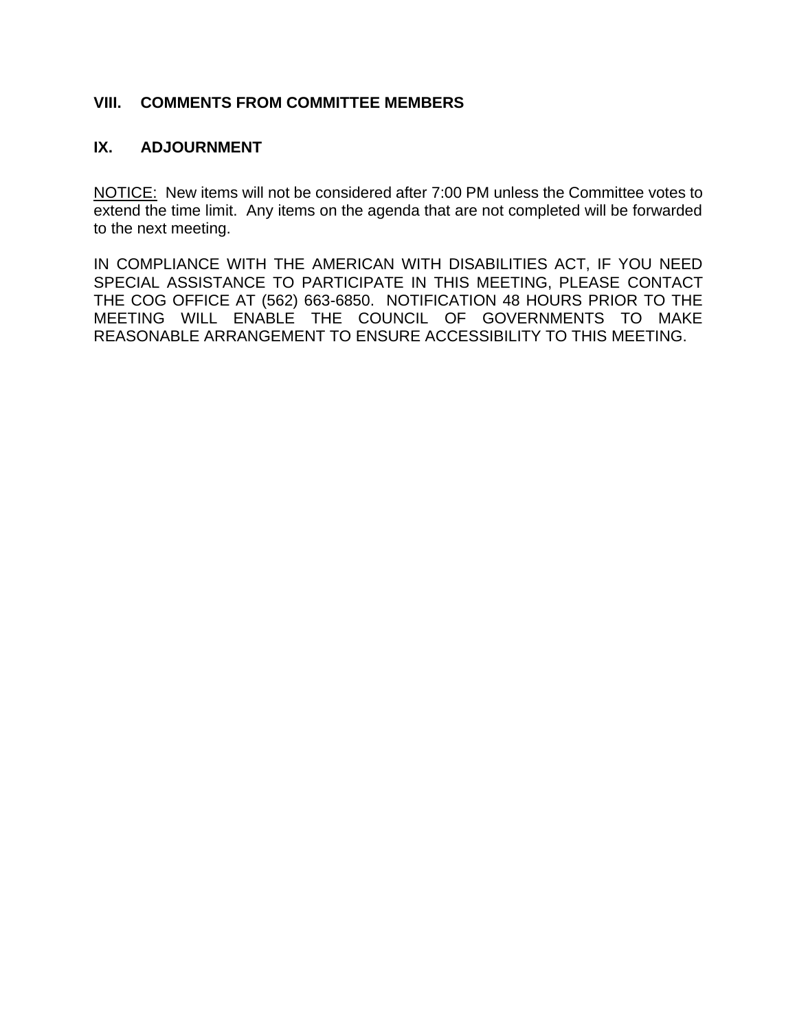## VIII. COMMENTS FROM COMMITTEE MEMBERS

## IX. ADJOURNMENT

NOTICE: New items will not be considered after 7:00 PM unless the Committee votes to extend the time limit. Any items on the agenda that are not completed will be forwarded to the next meeting.

IN COMPLIANCE WITH THE AMERICAN WITH DISABILITIES ACT, IF YOU NEED SPECIAL ASSISTANCE TO PARTICIPATE IN THIS MEETING, PLEASE CONTACT THE COG OFFICE AT (562) 663-6850. NOTIFICATION 48 HOURS PRIOR TO THE MEETING WILL ENABLE THE COUNCIL OF GOVERNMENTS TO MAKE REASONABLE ARRANGEMENT TO ENSURE ACCESSIBILITY TO THIS MEETING.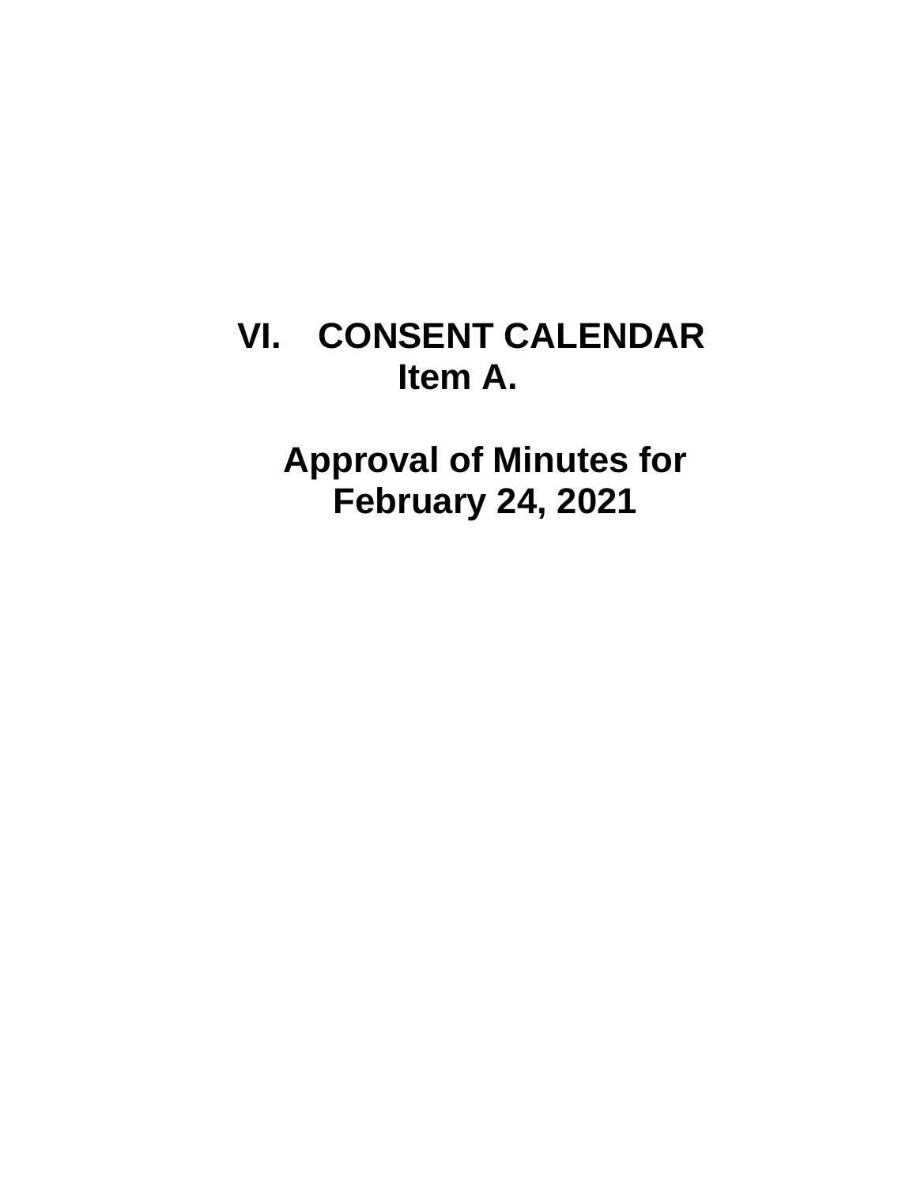# VI. CONSENT CALENDAR

## Item A.

## Approval of Minutes for February 24, 2021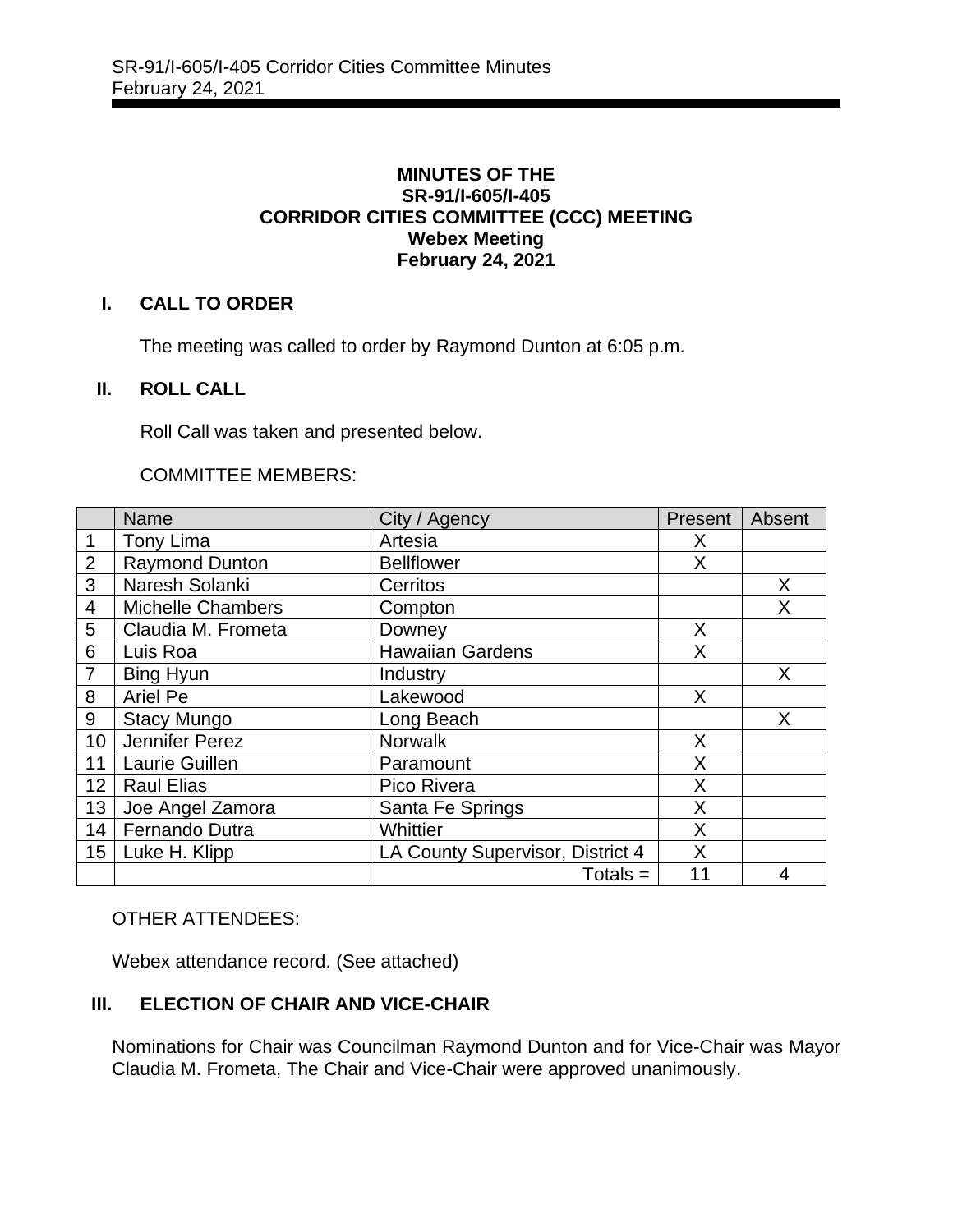**MINUTES OF THE**
**SR-91/I-605/I-405**
**CORRIDOR CITIES COMMITTEE (CCC) MEETING**
**Webex Meeting**
**February 24, 2021**

## I. CALL TO ORDER

The meeting was called to order by Raymond Dunton at 6:05 p.m.

## II. ROLL CALL

Roll Call was taken and presented below.

COMMITTEE MEMBERS:

| | Name | City / Agency | Present | Absent |
|---|---|---|---|---|
| 1 | Tony Lima | Artesia | X | |
| 2 | Raymond Dunton | Bellflower | X | |
| 3 | Naresh Solanki | Cerritos | | X |
| 4 | Michelle Chambers | Compton | | X |
| 5 | Claudia M. Frometa | Downey | X | |
| 6 | Luis Roa | Hawaiian Gardens | X | |
| 7 | Bing Hyun | Industry | | X |
| 8 | Ariel Pe | Lakewood | X | |
| 9 | Stacy Mungo | Long Beach | | X |
| 10 | Jennifer Perez | Norwalk | X | |
| 11 | Laurie Guillen | Paramount | X | |
| 12 | Raul Elias | Pico Rivera | X | |
| 13 | Joe Angel Zamora | Santa Fe Springs | X | |
| 14 | Fernando Dutra | Whittier | X | |
| 15 | Luke H. Klipp | LA County Supervisor, District 4 | X | |
| | | Totals = | 11 | 4 |

OTHER ATTENDEES:

Webex attendance record. (See attached)

## III. ELECTION OF CHAIR AND VICE-CHAIR

Nominations for Chair was Councilman Raymond Dunton and for Vice-Chair was Mayor Claudia M. Frometa, The Chair and Vice-Chair were approved unanimously.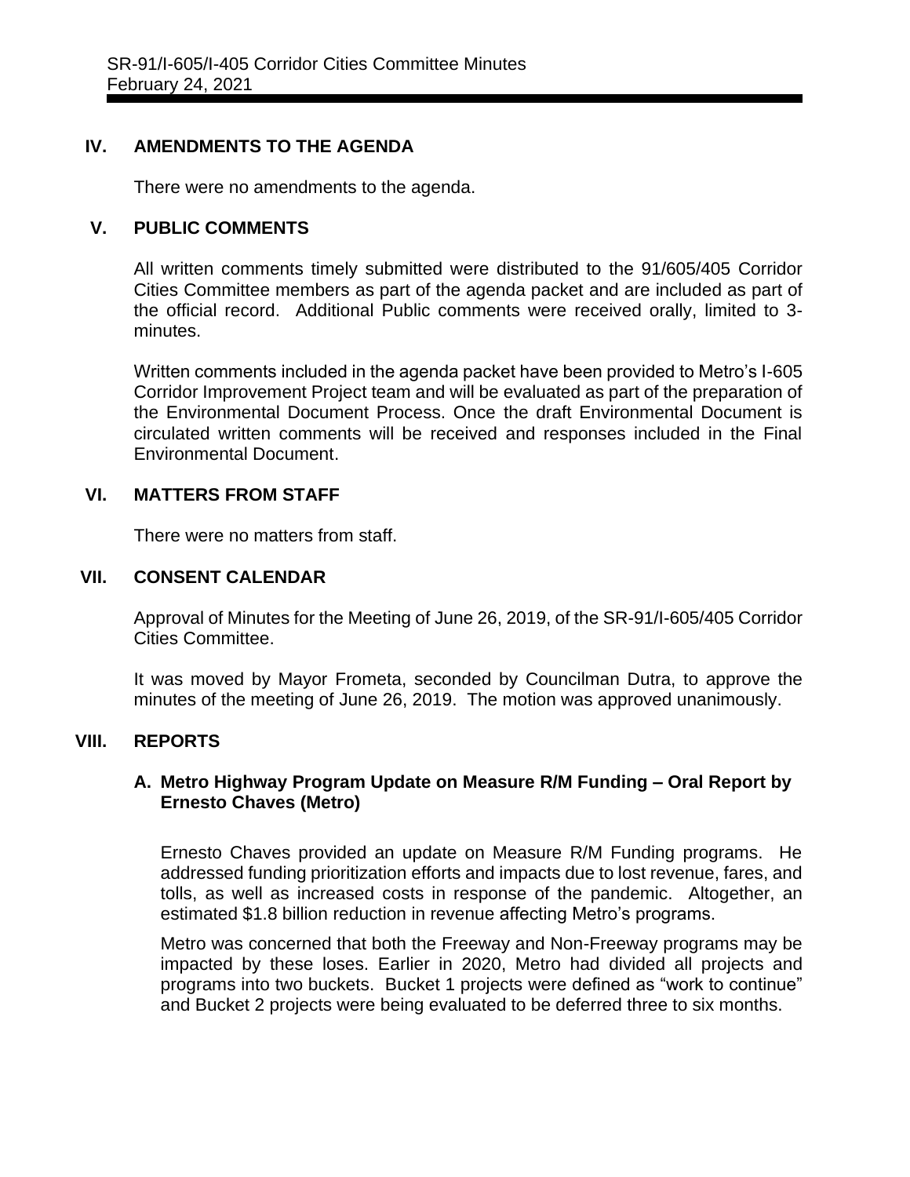## IV. AMENDMENTS TO THE AGENDA

There were no amendments to the agenda.

## V. PUBLIC COMMENTS

All written comments timely submitted were distributed to the 91/605/405 Corridor Cities Committee members as part of the agenda packet and are included as part of the official record. Additional Public comments were received orally, limited to 3-minutes.

Written comments included in the agenda packet have been provided to Metro's I-605 Corridor Improvement Project team and will be evaluated as part of the preparation of the Environmental Document Process. Once the draft Environmental Document is circulated written comments will be received and responses included in the Final Environmental Document.

## VI. MATTERS FROM STAFF

There were no matters from staff.

## VII. CONSENT CALENDAR

Approval of Minutes for the Meeting of June 26, 2019, of the SR-91/I-605/405 Corridor Cities Committee.

It was moved by Mayor Frometa, seconded by Councilman Dutra, to approve the minutes of the meeting of June 26, 2019. The motion was approved unanimously.

## VIII. REPORTS

### A. Metro Highway Program Update on Measure R/M Funding – Oral Report by Ernesto Chaves (Metro)

Ernesto Chaves provided an update on Measure R/M Funding programs. He addressed funding prioritization efforts and impacts due to lost revenue, fares, and tolls, as well as increased costs in response of the pandemic. Altogether, an estimated $1.8 billion reduction in revenue affecting Metro's programs.

Metro was concerned that both the Freeway and Non-Freeway programs may be impacted by these loses. Earlier in 2020, Metro had divided all projects and programs into two buckets. Bucket 1 projects were defined as "work to continue" and Bucket 2 projects were being evaluated to be deferred three to six months.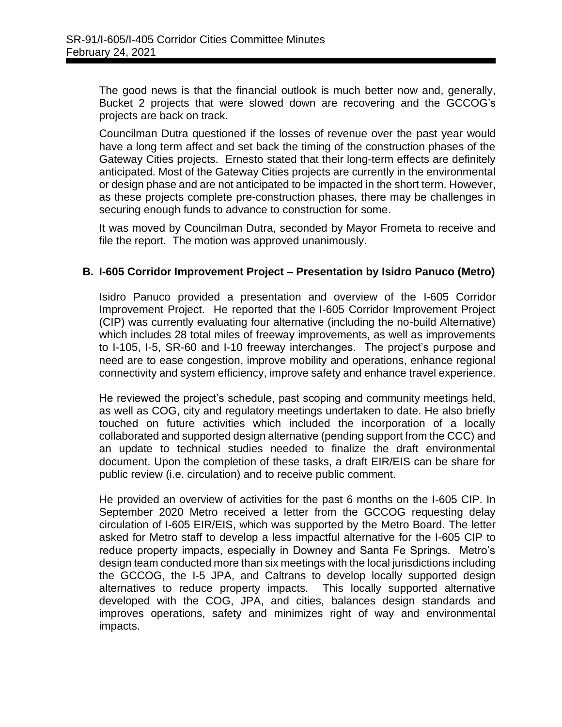The good news is that the financial outlook is much better now and, generally, Bucket 2 projects that were slowed down are recovering and the GCCOG's projects are back on track.

Councilman Dutra questioned if the losses of revenue over the past year would have a long term affect and set back the timing of the construction phases of the Gateway Cities projects. Ernesto stated that their long-term effects are definitely anticipated. Most of the Gateway Cities projects are currently in the environmental or design phase and are not anticipated to be impacted in the short term. However, as these projects complete pre-construction phases, there may be challenges in securing enough funds to advance to construction for some.

It was moved by Councilman Dutra, seconded by Mayor Frometa to receive and file the report. The motion was approved unanimously.

**B. I-605 Corridor Improvement Project – Presentation by Isidro Panuco (Metro)**

Isidro Panuco provided a presentation and overview of the I-605 Corridor Improvement Project. He reported that the I-605 Corridor Improvement Project (CIP) was currently evaluating four alternative (including the no-build Alternative) which includes 28 total miles of freeway improvements, as well as improvements to I-105, I-5, SR-60 and I-10 freeway interchanges. The project's purpose and need are to ease congestion, improve mobility and operations, enhance regional connectivity and system efficiency, improve safety and enhance travel experience.

He reviewed the project's schedule, past scoping and community meetings held, as well as COG, city and regulatory meetings undertaken to date. He also briefly touched on future activities which included the incorporation of a locally collaborated and supported design alternative (pending support from the CCC) and an update to technical studies needed to finalize the draft environmental document. Upon the completion of these tasks, a draft EIR/EIS can be share for public review (i.e. circulation) and to receive public comment.

He provided an overview of activities for the past 6 months on the I-605 CIP. In September 2020 Metro received a letter from the GCCOG requesting delay circulation of I-605 EIR/EIS, which was supported by the Metro Board. The letter asked for Metro staff to develop a less impactful alternative for the I-605 CIP to reduce property impacts, especially in Downey and Santa Fe Springs. Metro's design team conducted more than six meetings with the local jurisdictions including the GCCOG, the I-5 JPA, and Caltrans to develop locally supported design alternatives to reduce property impacts. This locally supported alternative developed with the COG, JPA, and cities, balances design standards and improves operations, safety and minimizes right of way and environmental impacts.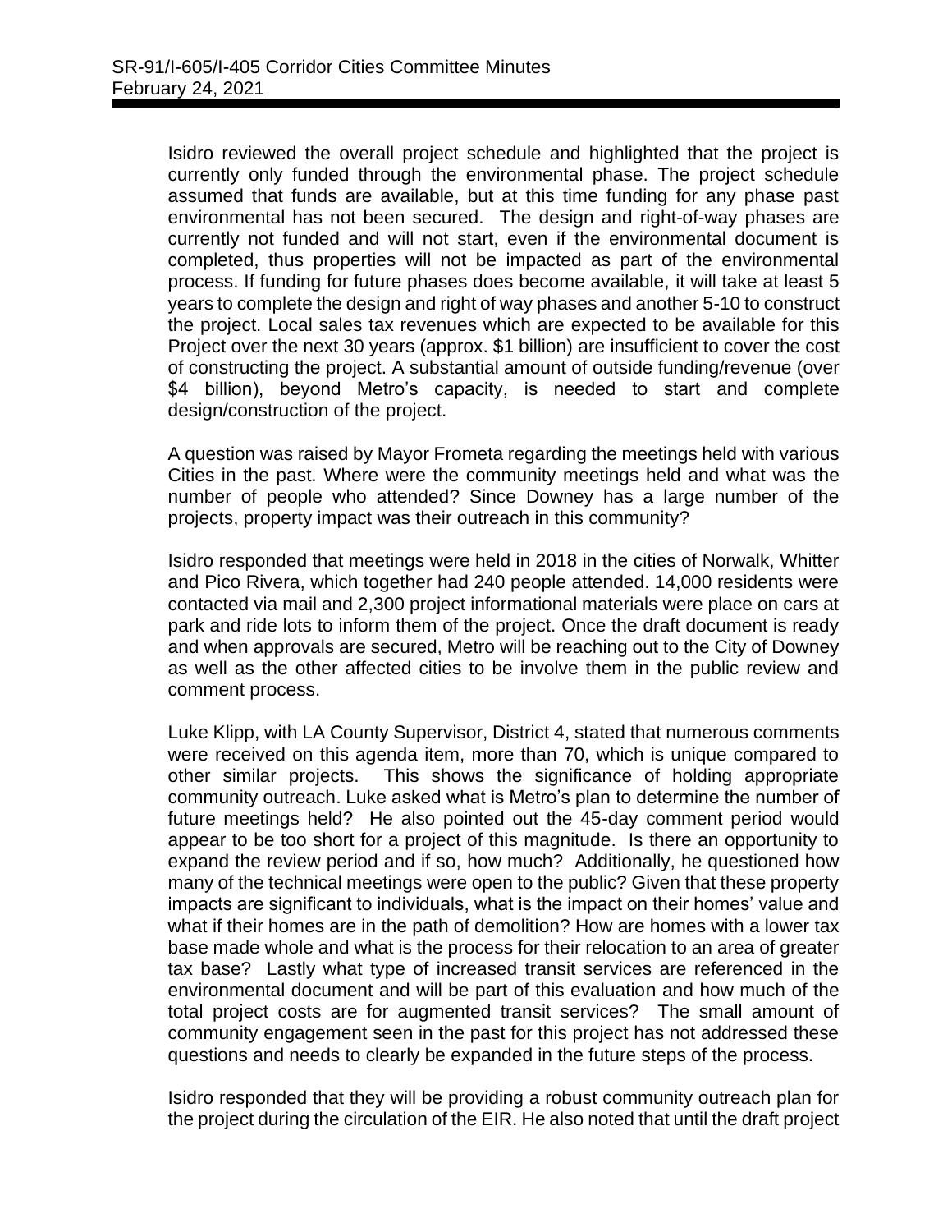Isidro reviewed the overall project schedule and highlighted that the project is currently only funded through the environmental phase. The project schedule assumed that funds are available, but at this time funding for any phase past environmental has not been secured. The design and right-of-way phases are currently not funded and will not start, even if the environmental document is completed, thus properties will not be impacted as part of the environmental process. If funding for future phases does become available, it will take at least 5 years to complete the design and right of way phases and another 5-10 to construct the project. Local sales tax revenues which are expected to be available for this Project over the next 30 years (approx. $1 billion) are insufficient to cover the cost of constructing the project. A substantial amount of outside funding/revenue (over $4 billion), beyond Metro's capacity, is needed to start and complete design/construction of the project.

A question was raised by Mayor Frometa regarding the meetings held with various Cities in the past. Where were the community meetings held and what was the number of people who attended? Since Downey has a large number of the projects, property impact was their outreach in this community?

Isidro responded that meetings were held in 2018 in the cities of Norwalk, Whitter and Pico Rivera, which together had 240 people attended. 14,000 residents were contacted via mail and 2,300 project informational materials were place on cars at park and ride lots to inform them of the project. Once the draft document is ready and when approvals are secured, Metro will be reaching out to the City of Downey as well as the other affected cities to be involve them in the public review and comment process.

Luke Klipp, with LA County Supervisor, District 4, stated that numerous comments were received on this agenda item, more than 70, which is unique compared to other similar projects. This shows the significance of holding appropriate community outreach. Luke asked what is Metro's plan to determine the number of future meetings held? He also pointed out the 45-day comment period would appear to be too short for a project of this magnitude. Is there an opportunity to expand the review period and if so, how much? Additionally, he questioned how many of the technical meetings were open to the public? Given that these property impacts are significant to individuals, what is the impact on their homes' value and what if their homes are in the path of demolition? How are homes with a lower tax base made whole and what is the process for their relocation to an area of greater tax base? Lastly what type of increased transit services are referenced in the environmental document and will be part of this evaluation and how much of the total project costs are for augmented transit services? The small amount of community engagement seen in the past for this project has not addressed these questions and needs to clearly be expanded in the future steps of the process.

Isidro responded that they will be providing a robust community outreach plan for the project during the circulation of the EIR. He also noted that until the draft project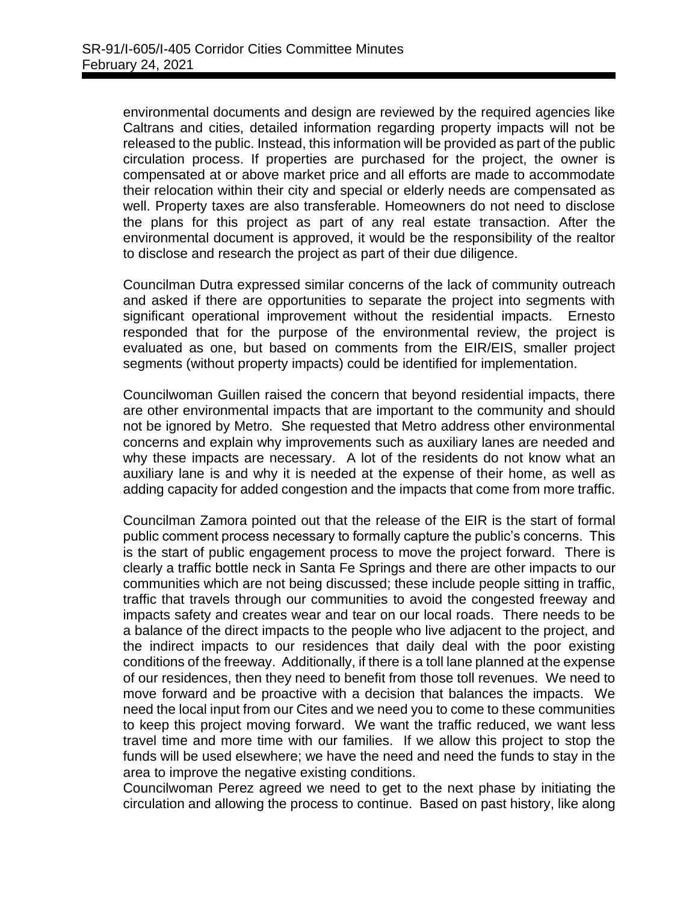environmental documents and design are reviewed by the required agencies like Caltrans and cities, detailed information regarding property impacts will not be released to the public. Instead, this information will be provided as part of the public circulation process. If properties are purchased for the project, the owner is compensated at or above market price and all efforts are made to accommodate their relocation within their city and special or elderly needs are compensated as well. Property taxes are also transferable. Homeowners do not need to disclose the plans for this project as part of any real estate transaction. After the environmental document is approved, it would be the responsibility of the realtor to disclose and research the project as part of their due diligence.

Councilman Dutra expressed similar concerns of the lack of community outreach and asked if there are opportunities to separate the project into segments with significant operational improvement without the residential impacts. Ernesto responded that for the purpose of the environmental review, the project is evaluated as one, but based on comments from the EIR/EIS, smaller project segments (without property impacts) could be identified for implementation.

Councilwoman Guillen raised the concern that beyond residential impacts, there are other environmental impacts that are important to the community and should not be ignored by Metro. She requested that Metro address other environmental concerns and explain why improvements such as auxiliary lanes are needed and why these impacts are necessary. A lot of the residents do not know what an auxiliary lane is and why it is needed at the expense of their home, as well as adding capacity for added congestion and the impacts that come from more traffic.

Councilman Zamora pointed out that the release of the EIR is the start of formal public comment process necessary to formally capture the public's concerns. This is the start of public engagement process to move the project forward. There is clearly a traffic bottle neck in Santa Fe Springs and there are other impacts to our communities which are not being discussed; these include people sitting in traffic, traffic that travels through our communities to avoid the congested freeway and impacts safety and creates wear and tear on our local roads. There needs to be a balance of the direct impacts to the people who live adjacent to the project, and the indirect impacts to our residences that daily deal with the poor existing conditions of the freeway. Additionally, if there is a toll lane planned at the expense of our residences, then they need to benefit from those toll revenues. We need to move forward and be proactive with a decision that balances the impacts. We need the local input from our Cites and we need you to come to these communities to keep this project moving forward. We want the traffic reduced, we want less travel time and more time with our families. If we allow this project to stop the funds will be used elsewhere; we have the need and need the funds to stay in the area to improve the negative existing conditions.

Councilwoman Perez agreed we need to get to the next phase by initiating the circulation and allowing the process to continue. Based on past history, like along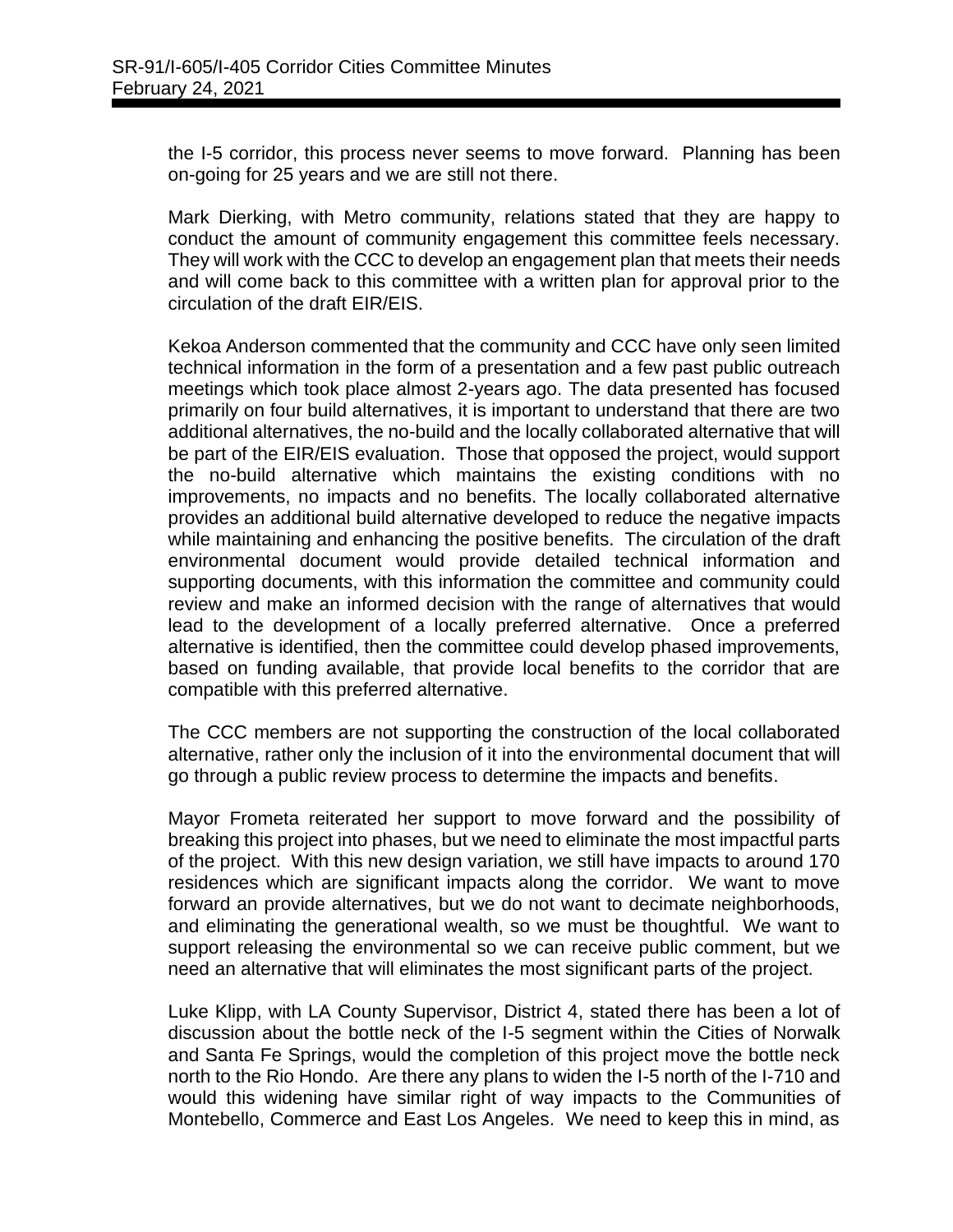the I-5 corridor, this process never seems to move forward. Planning has been on-going for 25 years and we are still not there.

Mark Dierking, with Metro community, relations stated that they are happy to conduct the amount of community engagement this committee feels necessary. They will work with the CCC to develop an engagement plan that meets their needs and will come back to this committee with a written plan for approval prior to the circulation of the draft EIR/EIS.

Kekoa Anderson commented that the community and CCC have only seen limited technical information in the form of a presentation and a few past public outreach meetings which took place almost 2-years ago. The data presented has focused primarily on four build alternatives, it is important to understand that there are two additional alternatives, the no-build and the locally collaborated alternative that will be part of the EIR/EIS evaluation. Those that opposed the project, would support the no-build alternative which maintains the existing conditions with no improvements, no impacts and no benefits. The locally collaborated alternative provides an additional build alternative developed to reduce the negative impacts while maintaining and enhancing the positive benefits. The circulation of the draft environmental document would provide detailed technical information and supporting documents, with this information the committee and community could review and make an informed decision with the range of alternatives that would lead to the development of a locally preferred alternative. Once a preferred alternative is identified, then the committee could develop phased improvements, based on funding available, that provide local benefits to the corridor that are compatible with this preferred alternative.

The CCC members are not supporting the construction of the local collaborated alternative, rather only the inclusion of it into the environmental document that will go through a public review process to determine the impacts and benefits.

Mayor Frometa reiterated her support to move forward and the possibility of breaking this project into phases, but we need to eliminate the most impactful parts of the project. With this new design variation, we still have impacts to around 170 residences which are significant impacts along the corridor. We want to move forward an provide alternatives, but we do not want to decimate neighborhoods, and eliminating the generational wealth, so we must be thoughtful. We want to support releasing the environmental so we can receive public comment, but we need an alternative that will eliminates the most significant parts of the project.

Luke Klipp, with LA County Supervisor, District 4, stated there has been a lot of discussion about the bottle neck of the I-5 segment within the Cities of Norwalk and Santa Fe Springs, would the completion of this project move the bottle neck north to the Rio Hondo. Are there any plans to widen the I-5 north of the I-710 and would this widening have similar right of way impacts to the Communities of Montebello, Commerce and East Los Angeles. We need to keep this in mind, as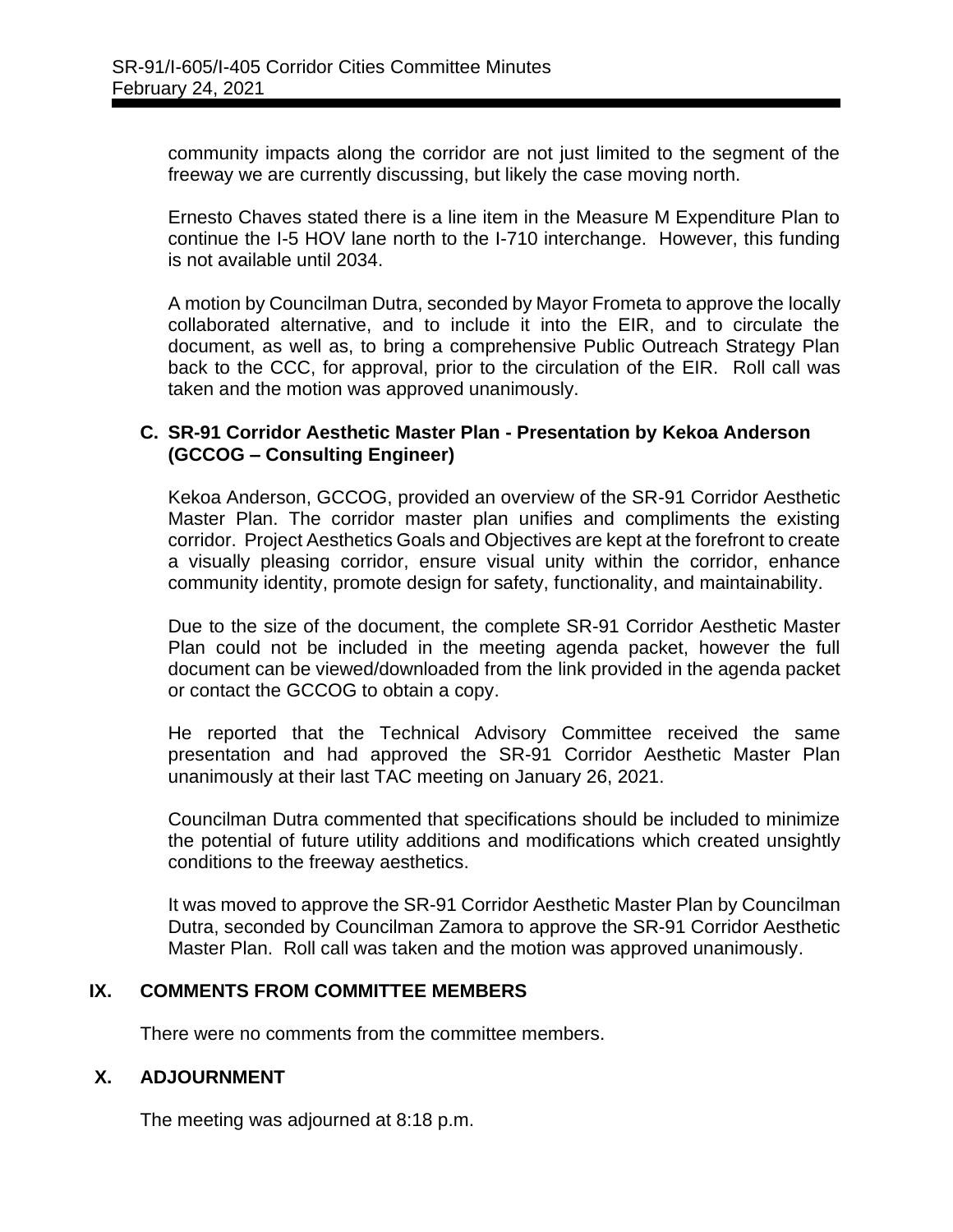community impacts along the corridor are not just limited to the segment of the freeway we are currently discussing, but likely the case moving north.

Ernesto Chaves stated there is a line item in the Measure M Expenditure Plan to continue the I-5 HOV lane north to the I-710 interchange. However, this funding is not available until 2034.

A motion by Councilman Dutra, seconded by Mayor Frometa to approve the locally collaborated alternative, and to include it into the EIR, and to circulate the document, as well as, to bring a comprehensive Public Outreach Strategy Plan back to the CCC, for approval, prior to the circulation of the EIR. Roll call was taken and the motion was approved unanimously.

### C. SR-91 Corridor Aesthetic Master Plan - Presentation by Kekoa Anderson (GCCOG – Consulting Engineer)

Kekoa Anderson, GCCOG, provided an overview of the SR-91 Corridor Aesthetic Master Plan. The corridor master plan unifies and compliments the existing corridor. Project Aesthetics Goals and Objectives are kept at the forefront to create a visually pleasing corridor, ensure visual unity within the corridor, enhance community identity, promote design for safety, functionality, and maintainability.

Due to the size of the document, the complete SR-91 Corridor Aesthetic Master Plan could not be included in the meeting agenda packet, however the full document can be viewed/downloaded from the link provided in the agenda packet or contact the GCCOG to obtain a copy.

He reported that the Technical Advisory Committee received the same presentation and had approved the SR-91 Corridor Aesthetic Master Plan unanimously at their last TAC meeting on January 26, 2021.

Councilman Dutra commented that specifications should be included to minimize the potential of future utility additions and modifications which created unsightly conditions to the freeway aesthetics.

It was moved to approve the SR-91 Corridor Aesthetic Master Plan by Councilman Dutra, seconded by Councilman Zamora to approve the SR-91 Corridor Aesthetic Master Plan. Roll call was taken and the motion was approved unanimously.

## IX. COMMENTS FROM COMMITTEE MEMBERS

There were no comments from the committee members.

## X. ADJOURNMENT

The meeting was adjourned at 8:18 p.m.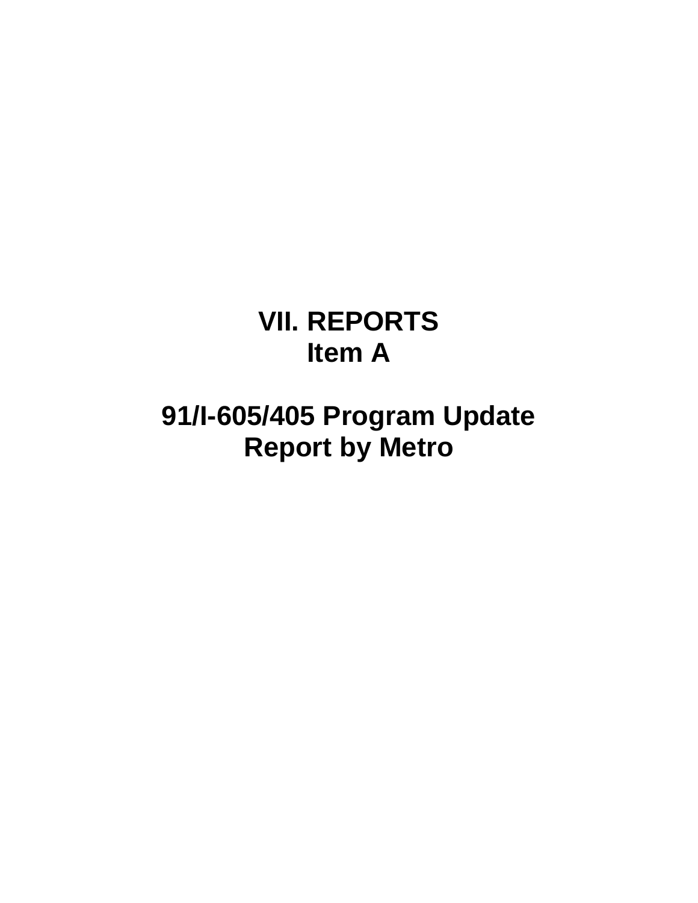# VII. REPORTS
## Item A

## 91/I-605/405 Program Update
## Report by Metro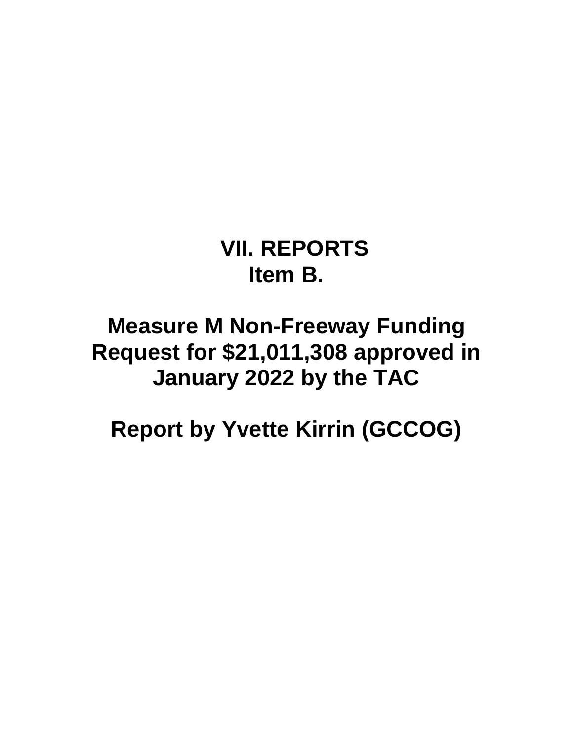# VII. REPORTS
## Item B.

## Measure M Non-Freeway Funding Request for $21,011,308 approved in January 2022 by the TAC

## Report by Yvette Kirrin (GCCOG)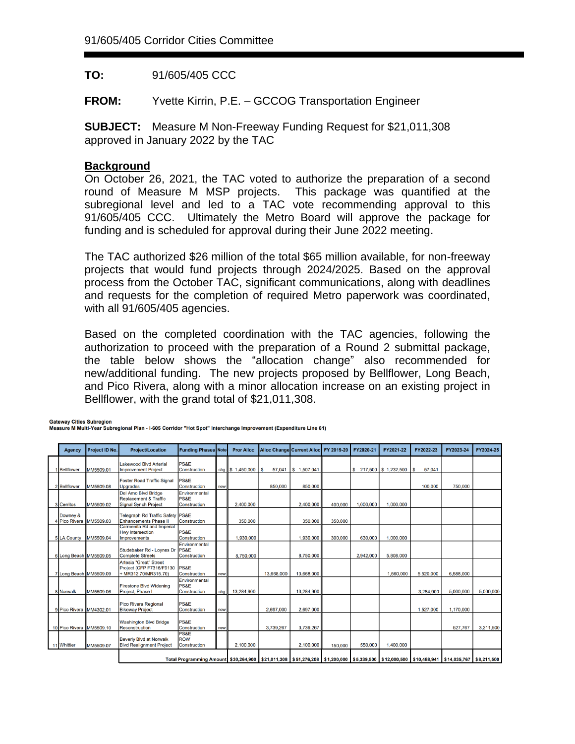91/605/405 Corridor Cities Committee

**TO:** 91/605/405 CCC

**FROM:** Yvette Kirrin, P.E. – GCCOG Transportation Engineer

**SUBJECT:** Measure M Non-Freeway Funding Request for $21,011,308 approved in January 2022 by the TAC

## Background

On October 26, 2021, the TAC voted to authorize the preparation of a second round of Measure M MSP projects. This package was quantified at the subregional level and led to a TAC vote recommending approval to this 91/605/405 CCC. Ultimately the Metro Board will approve the package for funding and is scheduled for approval during their June 2022 meeting.

The TAC authorized $26 million of the total $65 million available, for non-freeway projects that would fund projects through 2024/2025. Based on the approval process from the October TAC, significant communications, along with deadlines and requests for the completion of required Metro paperwork was coordinated, with all 91/605/405 agencies.

Based on the completed coordination with the TAC agencies, following the authorization to proceed with the preparation of a Round 2 submittal package, the table below shows the "allocation change" also recommended for new/additional funding. The new projects proposed by Bellflower, Long Beach, and Pico Rivera, along with a minor allocation increase on an existing project in Bellflower, with the grand total of $21,011,308.

**Gateway Cities Subregion**
**Measure M Multi-Year Subregional Plan - I-605 Corridor "Hot Spot" Interchange Improvement (Expenditure Line 61)**

| | Agency | Project ID No. | Project/Location | Funding Phases | Note | Pror Alloc | Alloc Change | Current Alloc | FY 2019-20 | FY2020-21 | FY2021-22 | FY2022-23 | FY2023-24 | FY2024-25 |
|---|---|---|---|---|---|---|---|---|---|---|---|---|---|---|
| 1 | Bellflower | MM5509.01 | Lakewood Blvd Arterial Improvement Project | PS&E Construction | chg | $ 1,450,000 | $ 57,041 | $ 1,507,041 | | $ 217,500 | $ 1,232,500 | $ 57,041 | | |
| 2 | Bellflower | MM5509.08 | Foster Road Traffic Signal Upgrades | PS&E Construction | new | | 850,000 | 850,000 | | | | 100,000 | 750,000 | |
| 3 | Cerritos | MM5509.02 | Del Amo Blvd Bridge Replacement & Traffic Signal Synch Project | Environmental PS&E Construction | | 2,400,000 | | 2,400,000 | 400,000 | 1,000,000 | 1,000,000 | | | |
| 4 | Downey & Pico Rivera | MM5509.03 | Telegraph Rd Traffic Safety Enhancements Phase II | PS&E Construction | | 350,000 | | 350,000 | 350,000 | | | | | |
| 5 | LA County | MM5509.04 | Carmenita Rd and Imperial Hwy Intersection Improvements | PS&E Construction | | 1,930,000 | | 1,930,000 | 300,000 | 630,000 | 1,000,000 | | | |
| 6 | Long Beach | MM5509.05 | Studebaker Rd - Loynes Dr Complete Streets | Environmental PS&E Construction | | 8,750,000 | | 8,750,000 | | 2,942,000 | 5,808,000 | | | |
| 7 | Long Beach | MM5509.09 | Artesia "Great" Street Project (CFP F7318/F9130 + MR312.70/MR315.70) | PS&E Construction | new | | 13,668,000 | 13,668,000 | | | 1,560,000 | 5,520,000 | 6,588,000 | |
| 8 | Norwalk | MM5509.06 | Firestone Blvd Widening Project, Phase I | Environmental PS&E Construction | chg | 13,284,900 | | 13,284,900 | | | | 3,284,900 | 5,000,000 | 5,000,000 |
| 9 | Pico Rivera | MM4302.01 | Pico Rivera Regional Bikeway Project | PS&E Construction | new | | 2,697,000 | 2,697,000 | | | | 1,527,000 | 1,170,000 | |
| 10 | Pico Rivera | MM5509.10 | Washington Blvd Bridge Reconstruction | PS&E Construction | new | | 3,739,267 | 3,739,267 | | | | | 527,767 | 3,211,500 |
| 11 | Whittier | MM5509.07 | Beverly Blvd at Norwalk Blvd Realignment Project | PS&E ROW Construction | | 2,100,000 | | 2,100,000 | 150,000 | 550,000 | 1,400,000 | | | |
| | | | Total Programming Amount | | | $30,264,900 | $21,011,308 | $51,276,208 | $1,200,000 | $5,339,500 | $12,000,500 | $10,488,941 | $14,035,767 | $8,211,500 |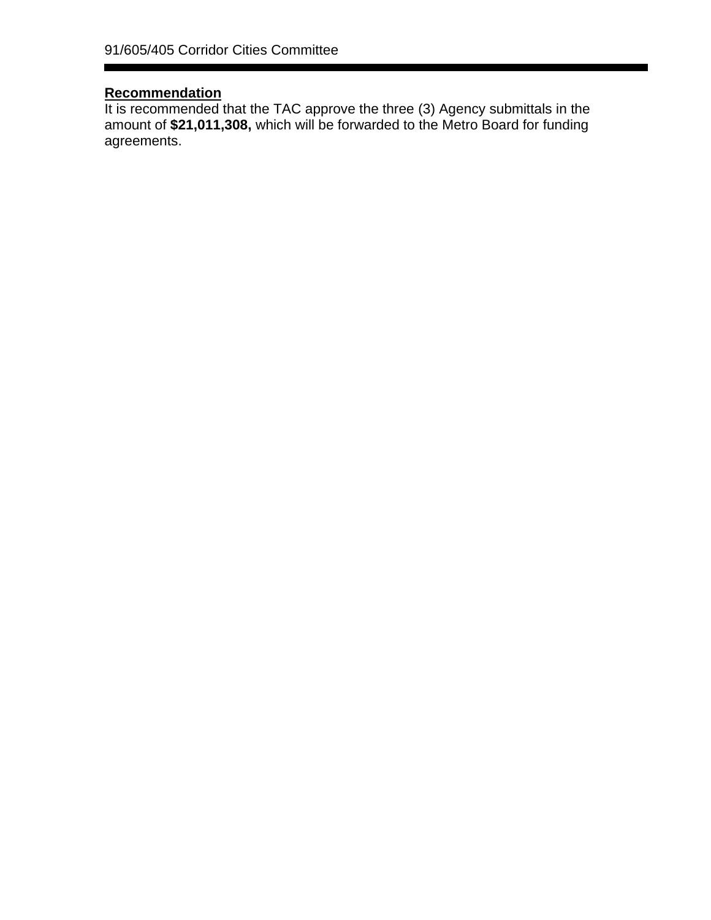**Recommendation**

It is recommended that the TAC approve the three (3) Agency submittals in the amount of **$21,011,308,** which will be forwarded to the Metro Board for funding agreements.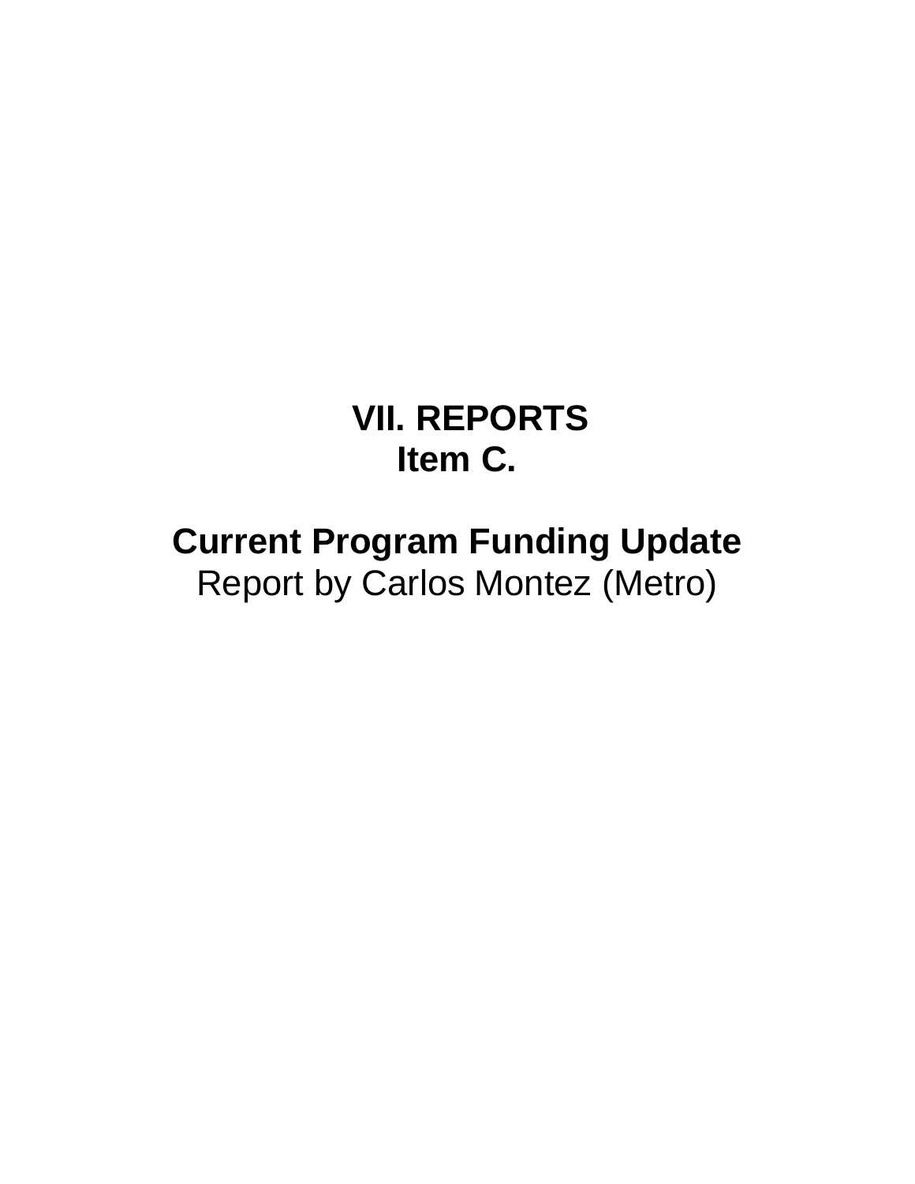# VII. REPORTS

## Item C.

**Current Program Funding Update**

Report by Carlos Montez (Metro)